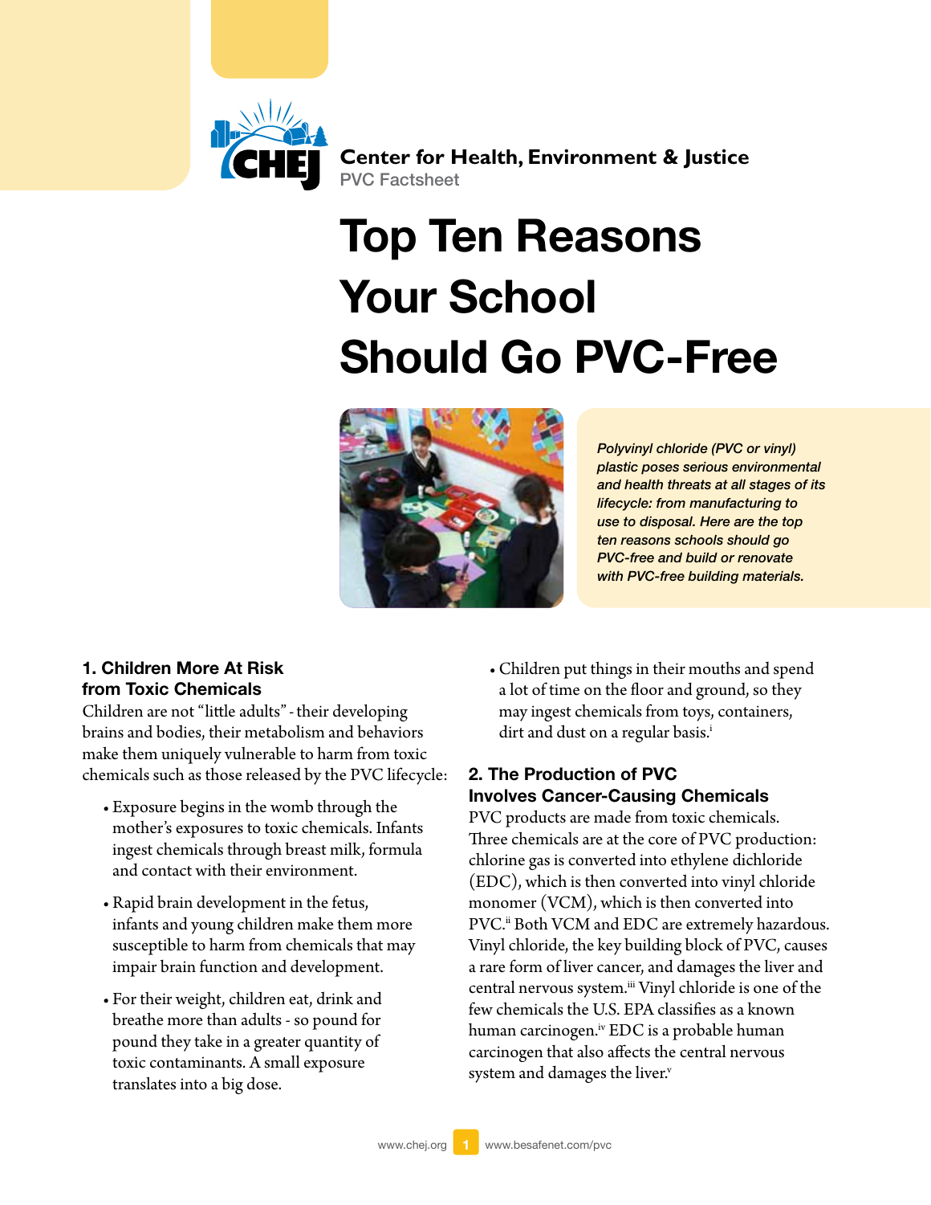**Center for Health, Environment & Justice**
PVC Factsheet

# Top Ten Reasons Your School Should Go PVC-Free

*Polyvinyl chloride (PVC or vinyl) plastic poses serious environmental and health threats at all stages of its lifecycle: from manufacturing to use to disposal. Here are the top ten reasons schools should go PVC-free and build or renovate with PVC-free building materials.*

## 1. Children More At Risk from Toxic Chemicals

Children are not "little adults" - their developing brains and bodies, their metabolism and behaviors make them uniquely vulnerable to harm from toxic chemicals such as those released by the PVC lifecycle:

- Exposure begins in the womb through the mother's exposures to toxic chemicals. Infants ingest chemicals through breast milk, formula and contact with their environment.
- Rapid brain development in the fetus, infants and young children make them more susceptible to harm from chemicals that may impair brain function and development.
- For their weight, children eat, drink and breathe more than adults - so pound for pound they take in a greater quantity of toxic contaminants. A small exposure translates into a big dose.
- Children put things in their mouths and spend a lot of time on the floor and ground, so they may ingest chemicals from toys, containers, dirt and dust on a regular basis.[i]

## 2. The Production of PVC Involves Cancer-Causing Chemicals

PVC products are made from toxic chemicals. Three chemicals are at the core of PVC production: chlorine gas is converted into ethylene dichloride (EDC), which is then converted into vinyl chloride monomer (VCM), which is then converted into PVC.[ii] Both VCM and EDC are extremely hazardous. Vinyl chloride, the key building block of PVC, causes a rare form of liver cancer, and damages the liver and central nervous system.[iii] Vinyl chloride is one of the few chemicals the U.S. EPA classifies as a known human carcinogen.[iv] EDC is a probable human carcinogen that also affects the central nervous system and damages the liver.[v]

www.chej.org | www.besafenet.com/pvc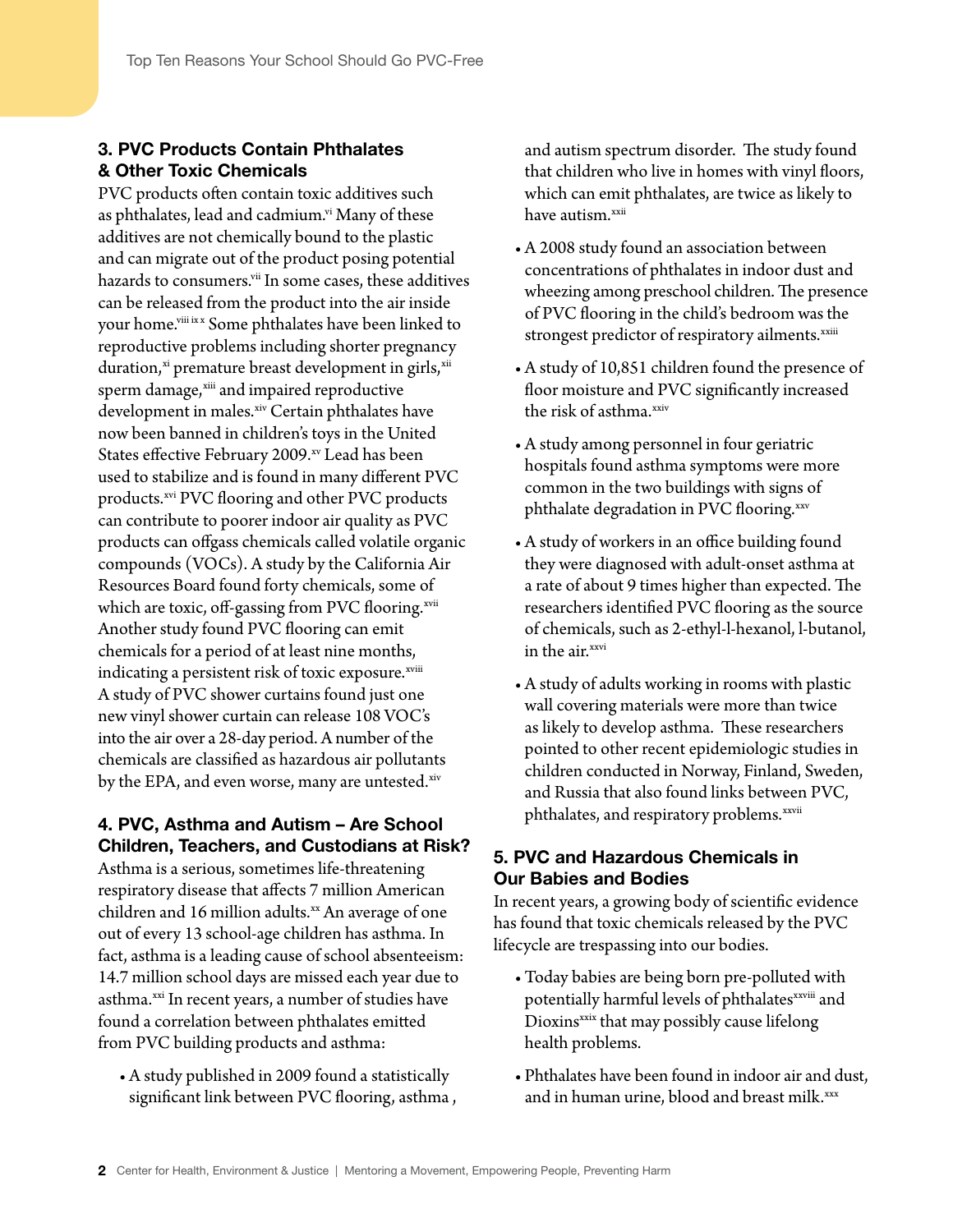## 3. PVC Products Contain Phthalates & Other Toxic Chemicals

PVC products often contain toxic additives such as phthalates, lead and cadmium.[vi] Many of these additives are not chemically bound to the plastic and can migrate out of the product posing potential hazards to consumers.[vii] In some cases, these additives can be released from the product into the air inside your home.[viii ix x] Some phthalates have been linked to reproductive problems including shorter pregnancy duration,[xi] premature breast development in girls,[xii] sperm damage,[xiii] and impaired reproductive development in males.[xiv] Certain phthalates have now been banned in children's toys in the United States effective February 2009.[xv] Lead has been used to stabilize and is found in many different PVC products.[xvi] PVC flooring and other PVC products can contribute to poorer indoor air quality as PVC products can offgass chemicals called volatile organic compounds (VOCs). A study by the California Air Resources Board found forty chemicals, some of which are toxic, off-gassing from PVC flooring.[xvii] Another study found PVC flooring can emit chemicals for a period of at least nine months, indicating a persistent risk of toxic exposure.[xviii] A study of PVC shower curtains found just one new vinyl shower curtain can release 108 VOC's into the air over a 28-day period. A number of the chemicals are classified as hazardous air pollutants by the EPA, and even worse, many are untested.[xiv]

## 4. PVC, Asthma and Autism – Are School Children, Teachers, and Custodians at Risk?

Asthma is a serious, sometimes life-threatening respiratory disease that affects 7 million American children and 16 million adults.[xx] An average of one out of every 13 school-age children has asthma. In fact, asthma is a leading cause of school absenteeism: 14.7 million school days are missed each year due to asthma.[xxi] In recent years, a number of studies have found a correlation between phthalates emitted from PVC building products and asthma:

- A study published in 2009 found a statistically significant link between PVC flooring, asthma , and autism spectrum disorder. The study found that children who live in homes with vinyl floors, which can emit phthalates, are twice as likely to have autism.[xxii]
- A 2008 study found an association between concentrations of phthalates in indoor dust and wheezing among preschool children. The presence of PVC flooring in the child's bedroom was the strongest predictor of respiratory ailments.[xxiii]
- A study of 10,851 children found the presence of floor moisture and PVC significantly increased the risk of asthma.[xxiv]
- A study among personnel in four geriatric hospitals found asthma symptoms were more common in the two buildings with signs of phthalate degradation in PVC flooring.[xxv]
- A study of workers in an office building found they were diagnosed with adult-onset asthma at a rate of about 9 times higher than expected. The researchers identified PVC flooring as the source of chemicals, such as 2-ethyl-l-hexanol, l-butanol, in the air.[xxvi]
- A study of adults working in rooms with plastic wall covering materials were more than twice as likely to develop asthma. These researchers pointed to other recent epidemiologic studies in children conducted in Norway, Finland, Sweden, and Russia that also found links between PVC, phthalates, and respiratory problems.[xxvii]

## 5. PVC and Hazardous Chemicals in Our Babies and Bodies

In recent years, a growing body of scientific evidence has found that toxic chemicals released by the PVC lifecycle are trespassing into our bodies.

- Today babies are being born pre-polluted with potentially harmful levels of phthalates[xxviii] and Dioxins[xxix] that may possibly cause lifelong health problems.
- Phthalates have been found in indoor air and dust, and in human urine, blood and breast milk.[xxx]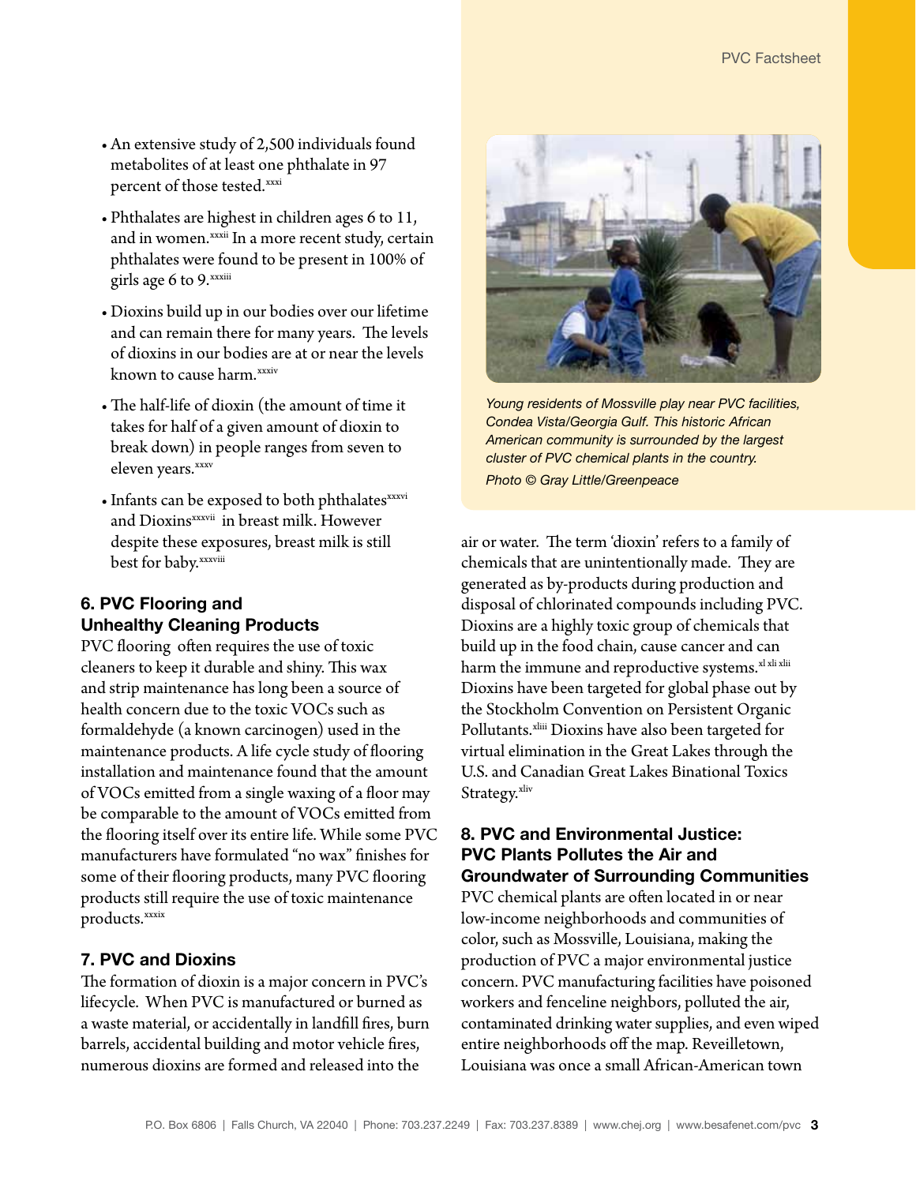- An extensive study of 2,500 individuals found metabolites of at least one phthalate in 97 percent of those tested.[xxxi]
- Phthalates are highest in children ages 6 to 11, and in women.[xxxii] In a more recent study, certain phthalates were found to be present in 100% of girls age 6 to 9.[xxxiii]
- Dioxins build up in our bodies over our lifetime and can remain there for many years. The levels of dioxins in our bodies are at or near the levels known to cause harm.[xxxiv]
- The half-life of dioxin (the amount of time it takes for half of a given amount of dioxin to break down) in people ranges from seven to eleven years.[xxxv]
- Infants can be exposed to both phthalates[xxxvi] and Dioxins[xxxvii] in breast milk. However despite these exposures, breast milk is still best for baby.[xxxviii]

### 6. PVC Flooring and Unhealthy Cleaning Products

PVC flooring often requires the use of toxic cleaners to keep it durable and shiny. This wax and strip maintenance has long been a source of health concern due to the toxic VOCs such as formaldehyde (a known carcinogen) used in the maintenance products. A life cycle study of flooring installation and maintenance found that the amount of VOCs emitted from a single waxing of a floor may be comparable to the amount of VOCs emitted from the flooring itself over its entire life. While some PVC manufacturers have formulated "no wax" finishes for some of their flooring products, many PVC flooring products still require the use of toxic maintenance products.[xxxix]

### 7. PVC and Dioxins

The formation of dioxin is a major concern in PVC's lifecycle. When PVC is manufactured or burned as a waste material, or accidentally in landfill fires, burn barrels, accidental building and motor vehicle fires, numerous dioxins are formed and released into the air or water. The term 'dioxin' refers to a family of chemicals that are unintentionally made. They are generated as by-products during production and disposal of chlorinated compounds including PVC. Dioxins are a highly toxic group of chemicals that build up in the food chain, cause cancer and can harm the immune and reproductive systems.[xl xli xlii] Dioxins have been targeted for global phase out by the Stockholm Convention on Persistent Organic Pollutants.[xliii] Dioxins have also been targeted for virtual elimination in the Great Lakes through the U.S. and Canadian Great Lakes Binational Toxics Strategy.[xliv]

*Young residents of Mossville play near PVC facilities, Condea Vista/Georgia Gulf. This historic African American community is surrounded by the largest cluster of PVC chemical plants in the country.*

*Photo © Gray Little/Greenpeace*

### 8. PVC and Environmental Justice: PVC Plants Pollutes the Air and Groundwater of Surrounding Communities

PVC chemical plants are often located in or near low-income neighborhoods and communities of color, such as Mossville, Louisiana, making the production of PVC a major environmental justice concern. PVC manufacturing facilities have poisoned workers and fenceline neighbors, polluted the air, contaminated drinking water supplies, and even wiped entire neighborhoods off the map. Reveilletown, Louisiana was once a small African-American town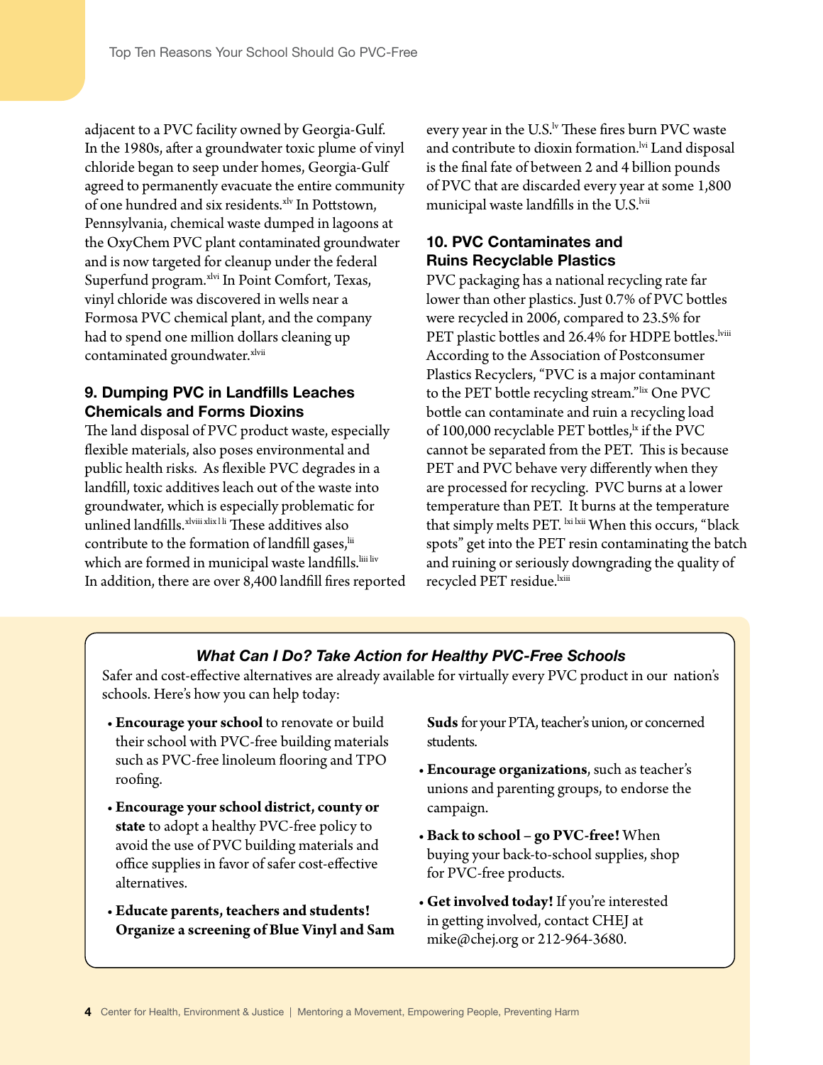adjacent to a PVC facility owned by Georgia-Gulf. In the 1980s, after a groundwater toxic plume of vinyl chloride began to seep under homes, Georgia-Gulf agreed to permanently evacuate the entire community of one hundred and six residents.[xlv] In Pottstown, Pennsylvania, chemical waste dumped in lagoons at the OxyChem PVC plant contaminated groundwater and is now targeted for cleanup under the federal Superfund program.[xlvi] In Point Comfort, Texas, vinyl chloride was discovered in wells near a Formosa PVC chemical plant, and the company had to spend one million dollars cleaning up contaminated groundwater.[xlvii]

### 9. Dumping PVC in Landfills Leaches Chemicals and Forms Dioxins

The land disposal of PVC product waste, especially flexible materials, also poses environmental and public health risks. As flexible PVC degrades in a landfill, toxic additives leach out of the waste into groundwater, which is especially problematic for unlined landfills.[xlviii xlix l li] These additives also contribute to the formation of landfill gases,[lii] which are formed in municipal waste landfills.[liii liv] In addition, there are over 8,400 landfill fires reported every year in the U.S.[lv] These fires burn PVC waste and contribute to dioxin formation.[lvi] Land disposal is the final fate of between 2 and 4 billion pounds of PVC that are discarded every year at some 1,800 municipal waste landfills in the U.S.[lvii]

### 10. PVC Contaminates and Ruins Recyclable Plastics

PVC packaging has a national recycling rate far lower than other plastics. Just 0.7% of PVC bottles were recycled in 2006, compared to 23.5% for PET plastic bottles and 26.4% for HDPE bottles.[lviii] According to the Association of Postconsumer Plastics Recyclers, "PVC is a major contaminant to the PET bottle recycling stream."[lix] One PVC bottle can contaminate and ruin a recycling load of 100,000 recyclable PET bottles,[lx] if the PVC cannot be separated from the PET. This is because PET and PVC behave very differently when they are processed for recycling. PVC burns at a lower temperature than PET. It burns at the temperature that simply melts PET.[lxi lxii] When this occurs, "black spots" get into the PET resin contaminating the batch and ruining or seriously downgrading the quality of recycled PET residue.[lxiii]

### *What Can I Do? Take Action for Healthy PVC-Free Schools*

Safer and cost-effective alternatives are already available for virtually every PVC product in our nation's schools. Here's how you can help today:

- **Encourage your school** to renovate or build their school with PVC-free building materials such as PVC-free linoleum flooring and TPO roofing.
- **Encourage your school district, county or state** to adopt a healthy PVC-free policy to avoid the use of PVC building materials and office supplies in favor of safer cost-effective alternatives.
- **Educate parents, teachers and students! Organize a screening of Blue Vinyl and Sam Suds** for your PTA, teacher's union, or concerned students.
- **Encourage organizations**, such as teacher's unions and parenting groups, to endorse the campaign.
- **Back to school – go PVC-free!** When buying your back-to-school supplies, shop for PVC-free products.
- **Get involved today!** If you're interested in getting involved, contact CHEJ at mike@chej.org or 212-964-3680.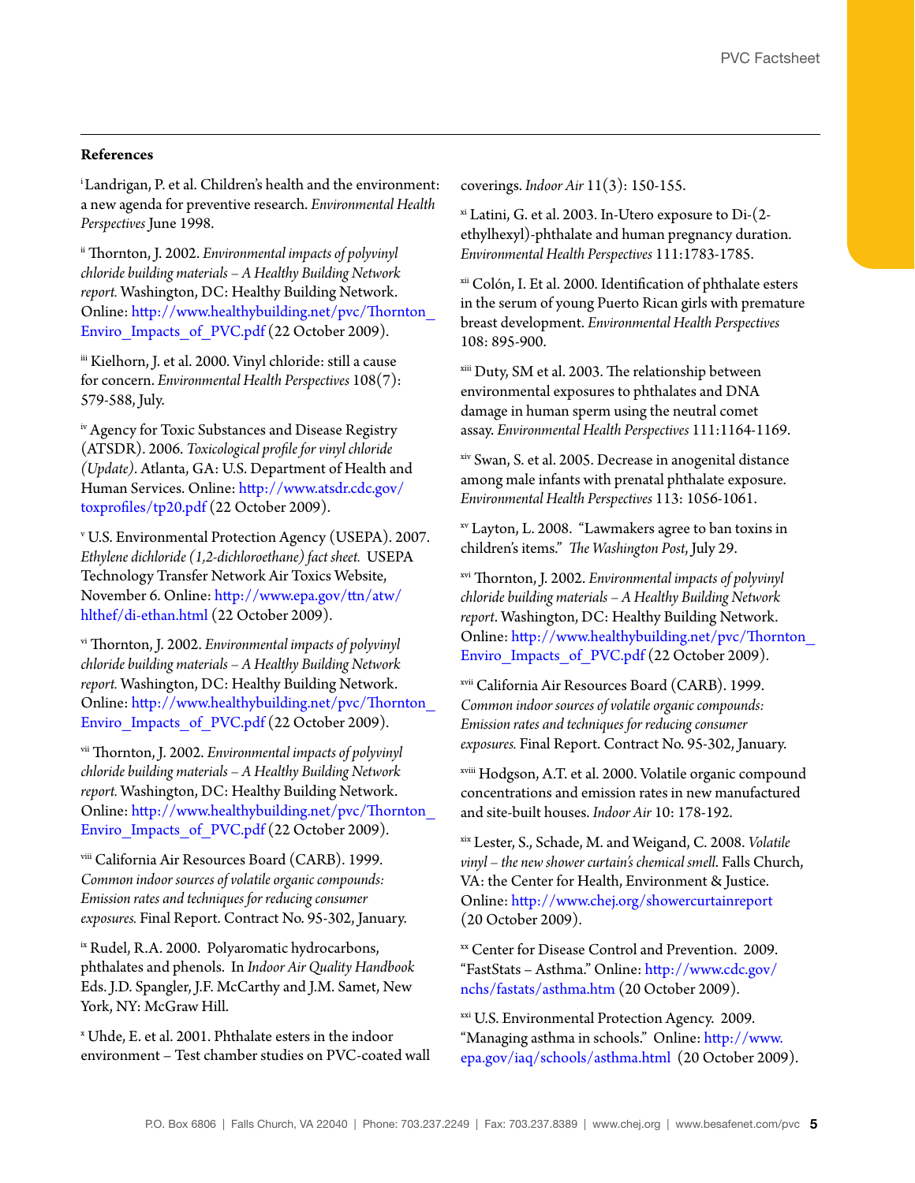**References**

[i] Landrigan, P. et al. Children's health and the environment: a new agenda for preventive research. *Environmental Health Perspectives* June 1998.

[ii] Thornton, J. 2002. *Environmental impacts of polyvinyl chloride building materials – A Healthy Building Network report.* Washington, DC: Healthy Building Network. Online: http://www.healthybuilding.net/pvc/Thornton_Enviro_Impacts_of_PVC.pdf (22 October 2009).

[iii] Kielhorn, J. et al. 2000. Vinyl chloride: still a cause for concern. *Environmental Health Perspectives* 108(7): 579-588, July.

[iv] Agency for Toxic Substances and Disease Registry (ATSDR). 2006. *Toxicological profile for vinyl chloride (Update)*. Atlanta, GA: U.S. Department of Health and Human Services. Online: http://www.atsdr.cdc.gov/toxprofiles/tp20.pdf (22 October 2009).

[v] U.S. Environmental Protection Agency (USEPA). 2007. *Ethylene dichloride (1,2-dichloroethane) fact sheet.* USEPA Technology Transfer Network Air Toxics Website, November 6. Online: http://www.epa.gov/ttn/atw/hlthef/di-ethan.html (22 October 2009).

[vi] Thornton, J. 2002. *Environmental impacts of polyvinyl chloride building materials – A Healthy Building Network report.* Washington, DC: Healthy Building Network. Online: http://www.healthybuilding.net/pvc/Thornton_Enviro_Impacts_of_PVC.pdf (22 October 2009).

[vii] Thornton, J. 2002. *Environmental impacts of polyvinyl chloride building materials – A Healthy Building Network report.* Washington, DC: Healthy Building Network. Online: http://www.healthybuilding.net/pvc/Thornton_Enviro_Impacts_of_PVC.pdf (22 October 2009).

[viii] California Air Resources Board (CARB). 1999. *Common indoor sources of volatile organic compounds: Emission rates and techniques for reducing consumer exposures.* Final Report. Contract No. 95-302, January.

[ix] Rudel, R.A. 2000. Polyaromatic hydrocarbons, phthalates and phenols. In *Indoor Air Quality Handbook* Eds. J.D. Spangler, J.F. McCarthy and J.M. Samet, New York, NY: McGraw Hill.

[x] Uhde, E. et al. 2001. Phthalate esters in the indoor environment – Test chamber studies on PVC-coated wall coverings. *Indoor Air* 11(3): 150-155.

[xi] Latini, G. et al. 2003. In-Utero exposure to Di-(2-ethylhexyl)-phthalate and human pregnancy duration. *Environmental Health Perspectives* 111:1783-1785.

[xii] Colón, I. Et al. 2000. Identification of phthalate esters in the serum of young Puerto Rican girls with premature breast development. *Environmental Health Perspectives* 108: 895-900.

[xiii] Duty, SM et al. 2003. The relationship between environmental exposures to phthalates and DNA damage in human sperm using the neutral comet assay. *Environmental Health Perspectives* 111:1164-1169.

[xiv] Swan, S. et al. 2005. Decrease in anogenital distance among male infants with prenatal phthalate exposure. *Environmental Health Perspectives* 113: 1056-1061.

[xv] Layton, L. 2008. "Lawmakers agree to ban toxins in children's items." *The Washington Post*, July 29.

[xvi] Thornton, J. 2002. *Environmental impacts of polyvinyl chloride building materials – A Healthy Building Network report*. Washington, DC: Healthy Building Network. Online: http://www.healthybuilding.net/pvc/Thornton_Enviro_Impacts_of_PVC.pdf (22 October 2009).

[xvii] California Air Resources Board (CARB). 1999. *Common indoor sources of volatile organic compounds: Emission rates and techniques for reducing consumer exposures.* Final Report. Contract No. 95-302, January.

[xviii] Hodgson, A.T. et al. 2000. Volatile organic compound concentrations and emission rates in new manufactured and site-built houses. *Indoor Air* 10: 178-192.

[xix] Lester, S., Schade, M. and Weigand, C. 2008. *Volatile vinyl – the new shower curtain's chemical smell.* Falls Church, VA: the Center for Health, Environment & Justice. Online: http://www.chej.org/showercurtainreport (20 October 2009).

[xx] Center for Disease Control and Prevention. 2009. "FastStats – Asthma." Online: http://www.cdc.gov/nchs/fastats/asthma.htm (20 October 2009).

[xxi] U.S. Environmental Protection Agency. 2009. "Managing asthma in schools." Online: http://www.epa.gov/iaq/schools/asthma.html (20 October 2009).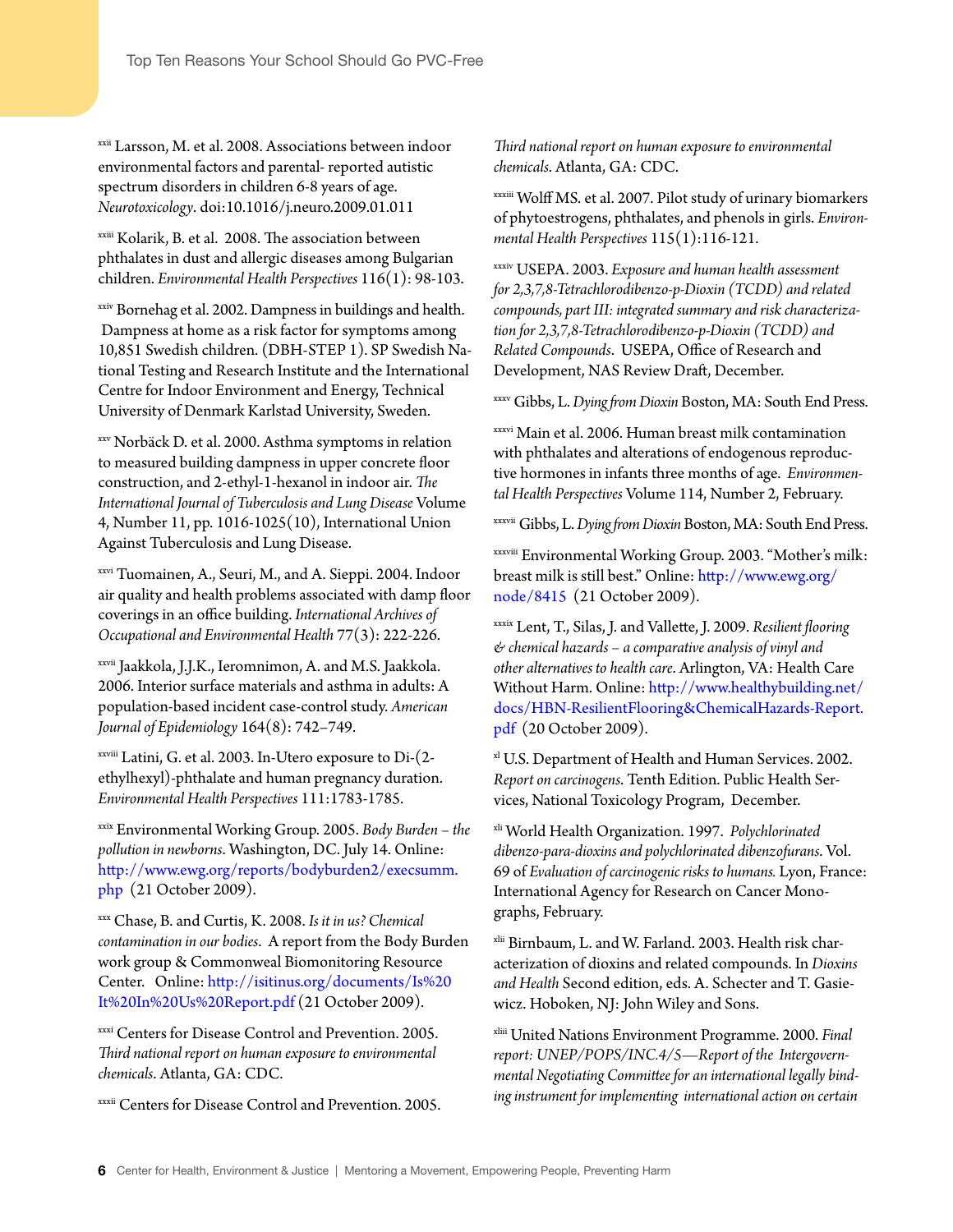[xxii] Larsson, M. et al. 2008. Associations between indoor environmental factors and parental- reported autistic spectrum disorders in children 6-8 years of age. *Neurotoxicology*. doi:10.1016/j.neuro.2009.01.011

[xxiii] Kolarik, B. et al. 2008. The association between phthalates in dust and allergic diseases among Bulgarian children. *Environmental Health Perspectives* 116(1): 98-103.

[xxiv] Bornehag et al. 2002. Dampness in buildings and health. Dampness at home as a risk factor for symptoms among 10,851 Swedish children. (DBH-STEP 1). SP Swedish National Testing and Research Institute and the International Centre for Indoor Environment and Energy, Technical University of Denmark Karlstad University, Sweden.

[xxv] Norbäck D. et al. 2000. Asthma symptoms in relation to measured building dampness in upper concrete floor construction, and 2-ethyl-1-hexanol in indoor air. *The International Journal of Tuberculosis and Lung Disease* Volume 4, Number 11, pp. 1016-1025(10), International Union Against Tuberculosis and Lung Disease.

[xxvi] Tuomainen, A., Seuri, M., and A. Sieppi. 2004. Indoor air quality and health problems associated with damp floor coverings in an office building. *International Archives of Occupational and Environmental Health* 77(3): 222-226.

[xxvii] Jaakkola, J.J.K., Ieromnimon, A. and M.S. Jaakkola. 2006. Interior surface materials and asthma in adults: A population-based incident case-control study. *American Journal of Epidemiology* 164(8): 742–749.

[xxviii] Latini, G. et al. 2003. In-Utero exposure to Di-(2-ethylhexyl)-phthalate and human pregnancy duration. *Environmental Health Perspectives* 111:1783-1785.

[xxix] Environmental Working Group. 2005. *Body Burden – the pollution in newborns*. Washington, DC. July 14. Online: http://www.ewg.org/reports/bodyburden2/execsumm.php (21 October 2009).

[xxx] Chase, B. and Curtis, K. 2008. *Is it in us? Chemical contamination in our bodies*. A report from the Body Burden work group & Commonweal Biomonitoring Resource Center. Online: http://isitinus.org/documents/Is%20It%20In%20Us%20Report.pdf (21 October 2009).

[xxxi] Centers for Disease Control and Prevention. 2005. *Third national report on human exposure to environmental chemicals*. Atlanta, GA: CDC.

[xxxii] Centers for Disease Control and Prevention. 2005. *Third national report on human exposure to environmental chemicals*. Atlanta, GA: CDC.

[xxxiii] Wolff MS. et al. 2007. Pilot study of urinary biomarkers of phytoestrogens, phthalates, and phenols in girls. *Environmental Health Perspectives* 115(1):116-121.

[xxxiv] USEPA. 2003. *Exposure and human health assessment for 2,3,7,8-Tetrachlorodibenzo-p-Dioxin (TCDD) and related compounds, part III: integrated summary and risk characterization for 2,3,7,8-Tetrachlorodibenzo-p-Dioxin (TCDD) and Related Compounds*. USEPA, Office of Research and Development, NAS Review Draft, December.

[xxxv] Gibbs, L. *Dying from Dioxin* Boston, MA: South End Press.

[xxxvi] Main et al. 2006. Human breast milk contamination with phthalates and alterations of endogenous reproductive hormones in infants three months of age. *Environmental Health Perspectives* Volume 114, Number 2, February.

[xxxvii] Gibbs, L. *Dying from Dioxin* Boston, MA: South End Press.

[xxxviii] Environmental Working Group. 2003. "Mother's milk: breast milk is still best." Online: http://www.ewg.org/node/8415 (21 October 2009).

[xxxix] Lent, T., Silas, J. and Vallette, J. 2009. *Resilient flooring & chemical hazards – a comparative analysis of vinyl and other alternatives to health care*. Arlington, VA: Health Care Without Harm. Online: http://www.healthybuilding.net/docs/HBN-ResilientFlooring&ChemicalHazards-Report.pdf (20 October 2009).

[xl] U.S. Department of Health and Human Services. 2002. *Report on carcinogens*. Tenth Edition. Public Health Services, National Toxicology Program, December.

[xli] World Health Organization. 1997. *Polychlorinated dibenzo-para-dioxins and polychlorinated dibenzofurans*. Vol. 69 of *Evaluation of carcinogenic risks to humans.* Lyon, France: International Agency for Research on Cancer Monographs, February.

[xlii] Birnbaum, L. and W. Farland. 2003. Health risk characterization of dioxins and related compounds. In *Dioxins and Health* Second edition, eds. A. Schecter and T. Gasiewicz. Hoboken, NJ: John Wiley and Sons.

[xliii] United Nations Environment Programme. 2000. *Final report: UNEP/POPS/INC.4/5—Report of the Intergovernmental Negotiating Committee for an international legally binding instrument for implementing international action on certain*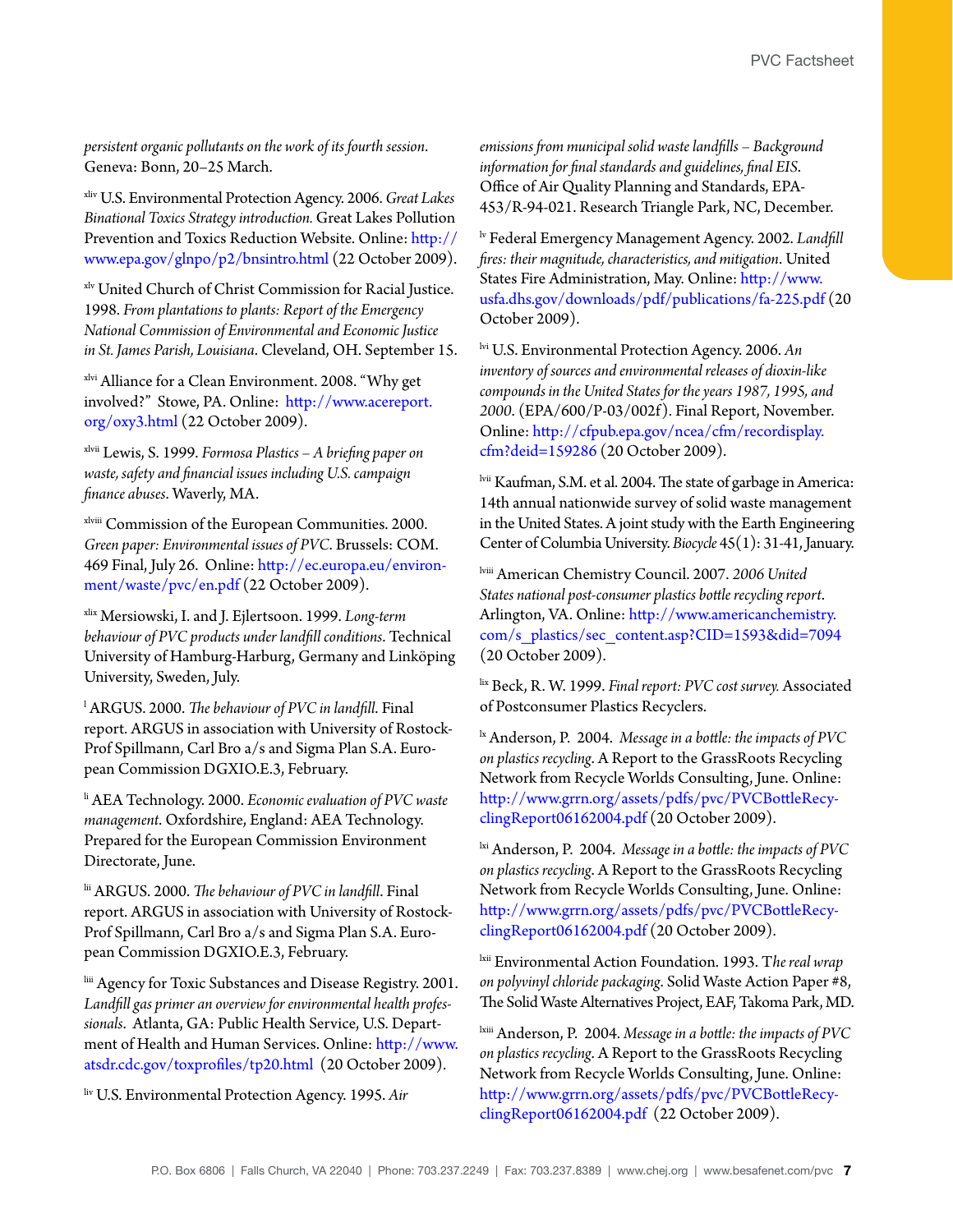*persistent organic pollutants on the work of its fourth session*. Geneva: Bonn, 20–25 March.

[xliv] U.S. Environmental Protection Agency. 2006. *Great Lakes Binational Toxics Strategy introduction.* Great Lakes Pollution Prevention and Toxics Reduction Website. Online: http://www.epa.gov/glnpo/p2/bnsintro.html (22 October 2009).

[xlv] United Church of Christ Commission for Racial Justice. 1998. *From plantations to plants: Report of the Emergency National Commission of Environmental and Economic Justice in St. James Parish, Louisiana*. Cleveland, OH. September 15.

[xlvi] Alliance for a Clean Environment. 2008. "Why get involved?" Stowe, PA. Online: http://www.acereport.org/oxy3.html (22 October 2009).

[xlvii] Lewis, S. 1999. *Formosa Plastics – A briefing paper on waste, safety and financial issues including U.S. campaign finance abuses*. Waverly, MA.

[xlviii] Commission of the European Communities. 2000. *Green paper: Environmental issues of PVC*. Brussels: COM. 469 Final, July 26. Online: http://ec.europa.eu/environment/waste/pvc/en.pdf (22 October 2009).

[xlix] Mersiowski, I. and J. Ejlertsoon. 1999. *Long-term behaviour of PVC products under landfill conditions*. Technical University of Hamburg-Harburg, Germany and Linköping University, Sweden, July.

[l] ARGUS. 2000. *The behaviour of PVC in landfill*. Final report. ARGUS in association with University of Rostock-Prof Spillmann, Carl Bro a/s and Sigma Plan S.A. European Commission DGXIO.E.3, February.

[li] AEA Technology. 2000. *Economic evaluation of PVC waste management*. Oxfordshire, England: AEA Technology. Prepared for the European Commission Environment Directorate, June.

[lii] ARGUS. 2000. *The behaviour of PVC in landfill*. Final report. ARGUS in association with University of Rostock-Prof Spillmann, Carl Bro a/s and Sigma Plan S.A. European Commission DGXIO.E.3, February.

[liii] Agency for Toxic Substances and Disease Registry. 2001. *Landfill gas primer an overview for environmental health professionals*. Atlanta, GA: Public Health Service, U.S. Department of Health and Human Services. Online: http://www.atsdr.cdc.gov/toxprofiles/tp20.html (20 October 2009).

[liv] U.S. Environmental Protection Agency. 1995. *Air emissions from municipal solid waste landfills – Background information for final standards and guidelines, final EIS*. Office of Air Quality Planning and Standards, EPA-453/R-94-021. Research Triangle Park, NC, December.

[lv] Federal Emergency Management Agency. 2002. *Landfill fires: their magnitude, characteristics, and mitigation*. United States Fire Administration, May. Online: http://www.usfa.dhs.gov/downloads/pdf/publications/fa-225.pdf (20 October 2009).

[lvi] U.S. Environmental Protection Agency. 2006. *An inventory of sources and environmental releases of dioxin-like compounds in the United States for the years 1987, 1995, and 2000*. (EPA/600/P-03/002f). Final Report, November. Online: http://cfpub.epa.gov/ncea/cfm/recordisplay.cfm?deid=159286 (20 October 2009).

[lvii] Kaufman, S.M. et al. 2004. The state of garbage in America: 14th annual nationwide survey of solid waste management in the United States. A joint study with the Earth Engineering Center of Columbia University. *Biocycle* 45(1): 31-41, January.

[lviii] American Chemistry Council. 2007. *2006 United States national post-consumer plastics bottle recycling report*. Arlington, VA. Online: http://www.americanchemistry.com/s_plastics/sec_content.asp?CID=1593&did=7094 (20 October 2009).

[lix] Beck, R. W. 1999. *Final report: PVC cost survey.* Associated of Postconsumer Plastics Recyclers.

[lx] Anderson, P. 2004. *Message in a bottle: the impacts of PVC on plastics recycling*. A Report to the GrassRoots Recycling Network from Recycle Worlds Consulting, June. Online: http://www.grrn.org/assets/pdfs/pvc/PVCBottleRecyclingReport06162004.pdf (20 October 2009).

[lxi] Anderson, P. 2004. *Message in a bottle: the impacts of PVC on plastics recycling*. A Report to the GrassRoots Recycling Network from Recycle Worlds Consulting, June. Online: http://www.grrn.org/assets/pdfs/pvc/PVCBottleRecyclingReport06162004.pdf (20 October 2009).

[lxii] Environmental Action Foundation. 1993. T*he real wrap on polyvinyl chloride packaging*. Solid Waste Action Paper #8, The Solid Waste Alternatives Project, EAF, Takoma Park, MD.

[lxiii] Anderson, P. 2004. *Message in a bottle: the impacts of PVC on plastics recycling*. A Report to the GrassRoots Recycling Network from Recycle Worlds Consulting, June. Online: http://www.grrn.org/assets/pdfs/pvc/PVCBottleRecyclingReport06162004.pdf (22 October 2009).